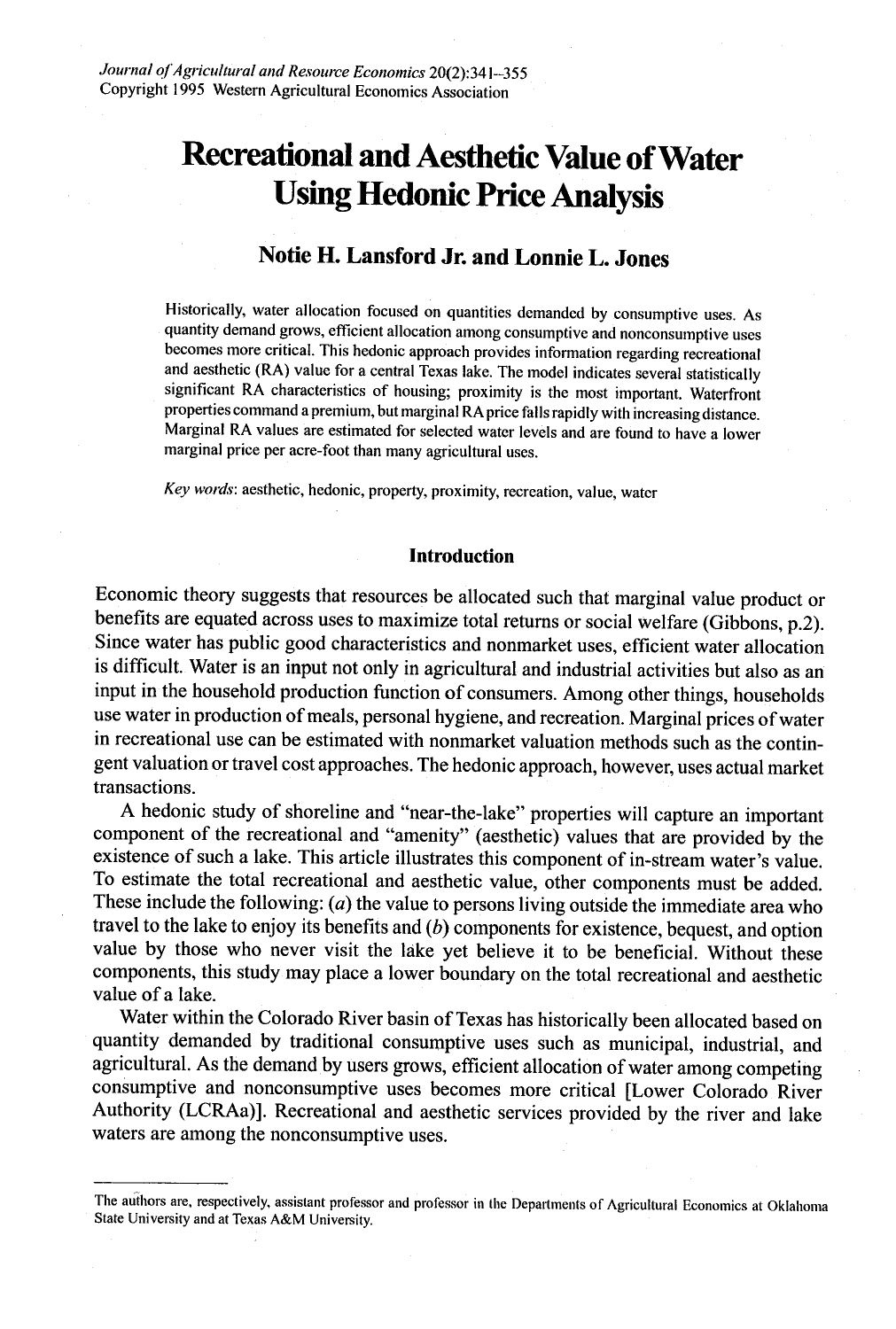# Recreational and Aesthetic Value of Water Using Hedonic Price Analysis

**Notie H. Lansford Jr. and Lonnie L. Jones**

Historically, water allocation focused on quantities demanded by consumptive uses. As quantity demand grows, efficient allocation among consumptive and nonconsumptive uses becomes more critical. This hedonic approach provides information regarding recreational and aesthetic (RA) value for a central Texas lake. The model indicates several statistically significant RA characteristics of housing; proximity is the most important. Waterfront properties command a premium, but marginal RA price falls rapidly with increasing distance. Marginal RA values are estimated for selected water levels and are found to have a lower marginal price per acre-foot than many agricultural uses.

*Key words*: aesthetic, hedonic, property, proximity, recreation, value, water

## Introduction

Economic theory suggests that resources be allocated such that marginal value product or benefits are equated across uses to maximize total returns or social welfare (Gibbons, p.2). Since water has public good characteristics and nonmarket uses, efficient water allocation is difficult. Water is an input not only in agricultural and industrial activities but also as an input in the household production function of consumers. Among other things, households use water in production of meals, personal hygiene, and recreation. Marginal prices of water in recreational use can be estimated with nonmarket valuation methods such as the contingent valuation or travel cost approaches. The hedonic approach, however, uses actual market transactions.

A hedonic study of shoreline and "near-the-lake" properties will capture an important component of the recreational and "amenity" (aesthetic) values that are provided by the existence of such a lake. This article illustrates this component of in-stream water's value. To estimate the total recreational and aesthetic value, other components must be added. These include the following: (*a*) the value to persons living outside the immediate area who travel to the lake to enjoy its benefits and (*b*) components for existence, bequest, and option value by those who never visit the lake yet believe it to be beneficial. Without these components, this study may place a lower boundary on the total recreational and aesthetic value of a lake.

Water within the Colorado River basin of Texas has historically been allocated based on quantity demanded by traditional consumptive uses such as municipal, industrial, and agricultural. As the demand by users grows, efficient allocation of water among competing consumptive and nonconsumptive uses becomes more critical [Lower Colorado River Authority (LCRAa)]. Recreational and aesthetic services provided by the river and lake waters are among the nonconsumptive uses.

---

The authors are, respectively, assistant professor and professor in the Departments of Agricultural Economics at Oklahoma State University and at Texas A&M University.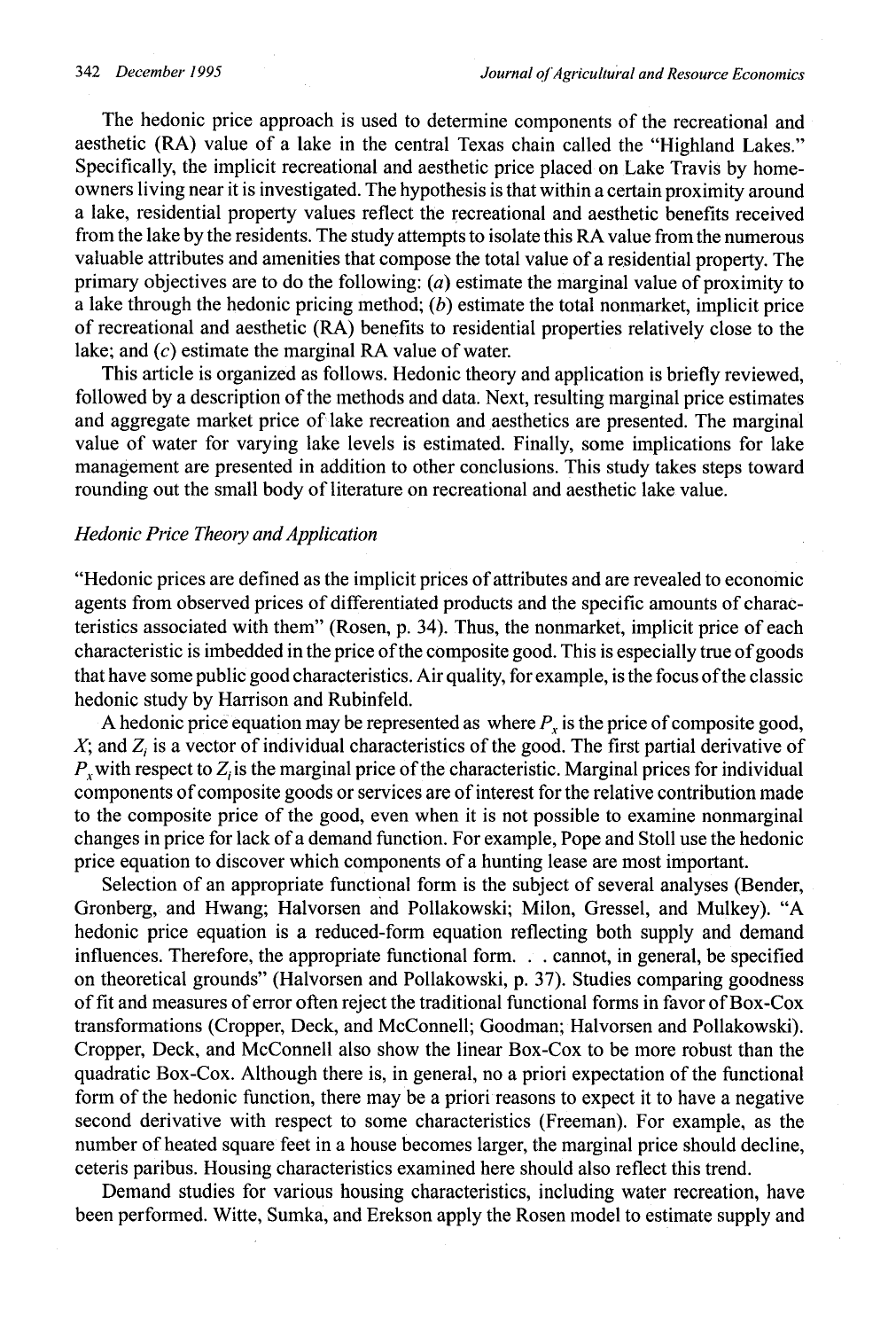The hedonic price approach is used to determine components of the recreational and aesthetic (RA) value of a lake in the central Texas chain called the "Highland Lakes." Specifically, the implicit recreational and aesthetic price placed on Lake Travis by homeowners living near it is investigated. The hypothesis is that within a certain proximity around a lake, residential property values reflect the recreational and aesthetic benefits received from the lake by the residents. The study attempts to isolate this RA value from the numerous valuable attributes and amenities that compose the total value of a residential property. The primary objectives are to do the following: (*a*) estimate the marginal value of proximity to a lake through the hedonic pricing method; (*b*) estimate the total nonmarket, implicit price of recreational and aesthetic (RA) benefits to residential properties relatively close to the lake; and (*c*) estimate the marginal RA value of water.

This article is organized as follows. Hedonic theory and application is briefly reviewed, followed by a description of the methods and data. Next, resulting marginal price estimates and aggregate market price of lake recreation and aesthetics are presented. The marginal value of water for varying lake levels is estimated. Finally, some implications for lake management are presented in addition to other conclusions. This study takes steps toward rounding out the small body of literature on recreational and aesthetic lake value.

## *Hedonic Price Theory and Application*

"Hedonic prices are defined as the implicit prices of attributes and are revealed to economic agents from observed prices of differentiated products and the specific amounts of characteristics associated with them" (Rosen, p. 34). Thus, the nonmarket, implicit price of each characteristic is imbedded in the price of the composite good. This is especially true of goods that have some public good characteristics. Air quality, for example, is the focus of the classic hedonic study by Harrison and Rubinfeld.

A hedonic price equation may be represented as where $P_x$ is the price of composite good, $X$; and $Z_i$ is a vector of individual characteristics of the good. The first partial derivative of $P_x$ with respect to $Z_i$ is the marginal price of the characteristic. Marginal prices for individual components of composite goods or services are of interest for the relative contribution made to the composite price of the good, even when it is not possible to examine nonmarginal changes in price for lack of a demand function. For example, Pope and Stoll use the hedonic price equation to discover which components of a hunting lease are most important.

Selection of an appropriate functional form is the subject of several analyses (Bender, Gronberg, and Hwang; Halvorsen and Pollakowski; Milon, Gressel, and Mulkey). "A hedonic price equation is a reduced-form equation reflecting both supply and demand influences. Therefore, the appropriate functional form. . . cannot, in general, be specified on theoretical grounds" (Halvorsen and Pollakowski, p. 37). Studies comparing goodness of fit and measures of error often reject the traditional functional forms in favor of Box-Cox transformations (Cropper, Deck, and McConnell; Goodman; Halvorsen and Pollakowski). Cropper, Deck, and McConnell also show the linear Box-Cox to be more robust than the quadratic Box-Cox. Although there is, in general, no a priori expectation of the functional form of the hedonic function, there may be a priori reasons to expect it to have a negative second derivative with respect to some characteristics (Freeman). For example, as the number of heated square feet in a house becomes larger, the marginal price should decline, ceteris paribus. Housing characteristics examined here should also reflect this trend.

Demand studies for various housing characteristics, including water recreation, have been performed. Witte, Sumka, and Erekson apply the Rosen model to estimate supply and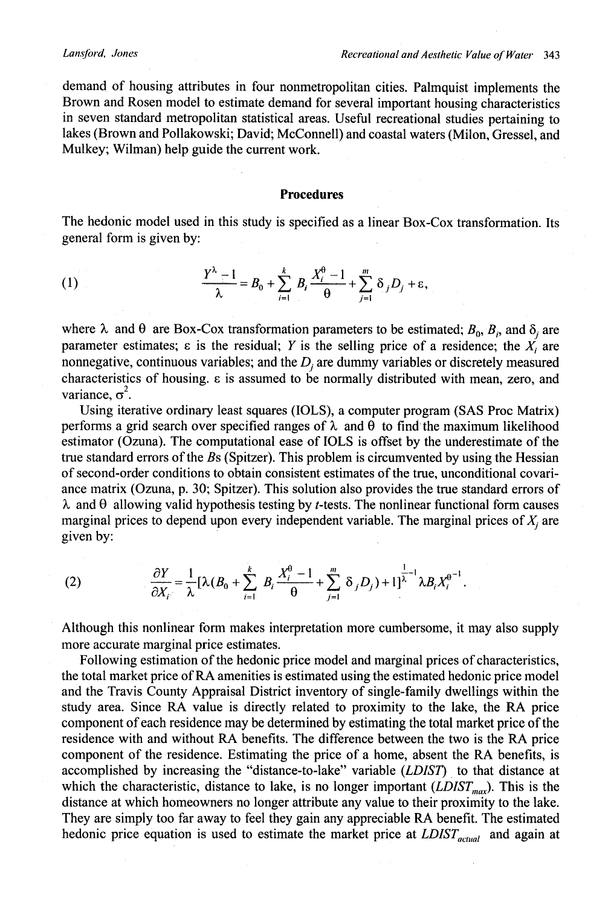demand of housing attributes in four nonmetropolitan cities. Palmquist implements the Brown and Rosen model to estimate demand for several important housing characteristics in seven standard metropolitan statistical areas. Useful recreational studies pertaining to lakes (Brown and Pollakowski; David; McConnell) and coastal waters (Milon, Gressel, and Mulkey; Wilman) help guide the current work.

## Procedures

The hedonic model used in this study is specified as a linear Box-Cox transformation. Its general form is given by:

$$(1) \qquad \frac{Y^{\lambda}-1}{\lambda} = B_0 + \sum_{i=1}^{k} B_i \frac{X_i^{\theta}-1}{\theta} + \sum_{j=1}^{m} \delta_j D_j + \varepsilon,$$

where $\lambda$ and $\theta$ are Box-Cox transformation parameters to be estimated; $B_0$, $B_i$, and $\delta_j$ are parameter estimates; $\varepsilon$ is the residual; $Y$ is the selling price of a residence; the $X_i$ are nonnegative, continuous variables; and the $D_j$ are dummy variables or discretely measured characteristics of housing. $\varepsilon$ is assumed to be normally distributed with mean, zero, and variance, $\sigma^2$.

Using iterative ordinary least squares (IOLS), a computer program (SAS Proc Matrix) performs a grid search over specified ranges of $\lambda$ and $\theta$ to find the maximum likelihood estimator (Ozuna). The computational ease of IOLS is offset by the underestimate of the true standard errors of the $B$s (Spitzer). This problem is circumvented by using the Hessian of second-order conditions to obtain consistent estimates of the true, unconditional covariance matrix (Ozuna, p. 30; Spitzer). This solution also provides the true standard errors of $\lambda$ and $\theta$ allowing valid hypothesis testing by $t$-tests. The nonlinear functional form causes marginal prices to depend upon every independent variable. The marginal prices of $X_j$ are given by:

$$(2) \qquad \frac{\partial Y}{\partial X_i} = \frac{1}{\lambda}[\lambda(B_0 + \sum_{i=1}^{k} B_i \frac{X_i^{\theta}-1}{\theta} + \sum_{j=1}^{m} \delta_j D_j) + 1]^{\frac{1}{\lambda}-1} \lambda B_i X_i^{\theta-1}.$$

Although this nonlinear form makes interpretation more cumbersome, it may also supply more accurate marginal price estimates.

Following estimation of the hedonic price model and marginal prices of characteristics, the total market price of RA amenities is estimated using the estimated hedonic price model and the Travis County Appraisal District inventory of single-family dwellings within the study area. Since RA value is directly related to proximity to the lake, the RA price component of each residence may be determined by estimating the total market price of the residence with and without RA benefits. The difference between the two is the RA price component of the residence. Estimating the price of a home, absent the RA benefits, is accomplished by increasing the "distance-to-lake" variable (*LDIST*) to that distance at which the characteristic, distance to lake, is no longer important ($LDIST_{max}$). This is the distance at which homeowners no longer attribute any value to their proximity to the lake. They are simply too far away to feel they gain any appreciable RA benefit. The estimated hedonic price equation is used to estimate the market price at $LDIST_{actual}$ and again at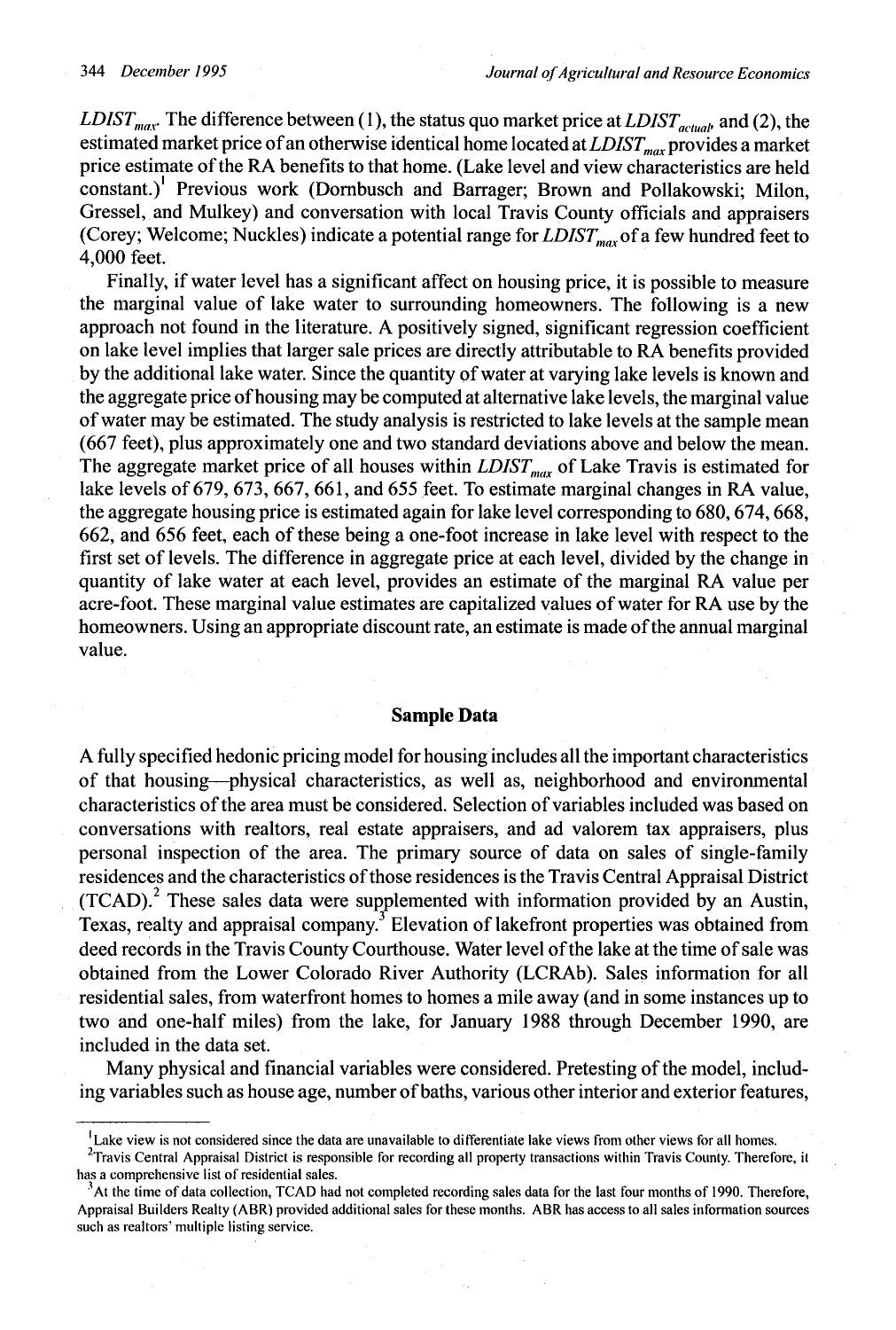$LDIST_{max}$. The difference between (1), the status quo market price at $LDIST_{actual}$, and (2), the estimated market price of an otherwise identical home located at $LDIST_{max}$ provides a market price estimate of the RA benefits to that home. (Lake level and view characteristics are held constant.)[1] Previous work (Dornbusch and Barrager; Brown and Pollakowski; Milon, Gressel, and Mulkey) and conversation with local Travis County officials and appraisers (Corey; Welcome; Nuckles) indicate a potential range for $LDIST_{max}$ of a few hundred feet to 4,000 feet.

Finally, if water level has a significant affect on housing price, it is possible to measure the marginal value of lake water to surrounding homeowners. The following is a new approach not found in the literature. A positively signed, significant regression coefficient on lake level implies that larger sale prices are directly attributable to RA benefits provided by the additional lake water. Since the quantity of water at varying lake levels is known and the aggregate price of housing may be computed at alternative lake levels, the marginal value of water may be estimated. The study analysis is restricted to lake levels at the sample mean (667 feet), plus approximately one and two standard deviations above and below the mean. The aggregate market price of all houses within $LDIST_{max}$ of Lake Travis is estimated for lake levels of 679, 673, 667, 661, and 655 feet. To estimate marginal changes in RA value, the aggregate housing price is estimated again for lake level corresponding to 680, 674, 668, 662, and 656 feet, each of these being a one-foot increase in lake level with respect to the first set of levels. The difference in aggregate price at each level, divided by the change in quantity of lake water at each level, provides an estimate of the marginal RA value per acre-foot. These marginal value estimates are capitalized values of water for RA use by the homeowners. Using an appropriate discount rate, an estimate is made of the annual marginal value.

## Sample Data

A fully specified hedonic pricing model for housing includes all the important characteristics of that housing—physical characteristics, as well as, neighborhood and environmental characteristics of the area must be considered. Selection of variables included was based on conversations with realtors, real estate appraisers, and ad valorem tax appraisers, plus personal inspection of the area. The primary source of data on sales of single-family residences and the characteristics of those residences is the Travis Central Appraisal District (TCAD).[2] These sales data were supplemented with information provided by an Austin, Texas, realty and appraisal company.[3] Elevation of lakefront properties was obtained from deed records in the Travis County Courthouse. Water level of the lake at the time of sale was obtained from the Lower Colorado River Authority (LCRAb). Sales information for all residential sales, from waterfront homes to homes a mile away (and in some instances up to two and one-half miles) from the lake, for January 1988 through December 1990, are included in the data set.

Many physical and financial variables were considered. Pretesting of the model, including variables such as house age, number of baths, various other interior and exterior features,

---

[1] Lake view is not considered since the data are unavailable to differentiate lake views from other views for all homes.

[2] Travis Central Appraisal District is responsible for recording all property transactions within Travis County. Therefore, it has a comprehensive list of residential sales.

[3] At the time of data collection, TCAD had not completed recording sales data for the last four months of 1990. Therefore, Appraisal Builders Realty (ABR) provided additional sales for these months. ABR has access to all sales information sources such as realtors' multiple listing service.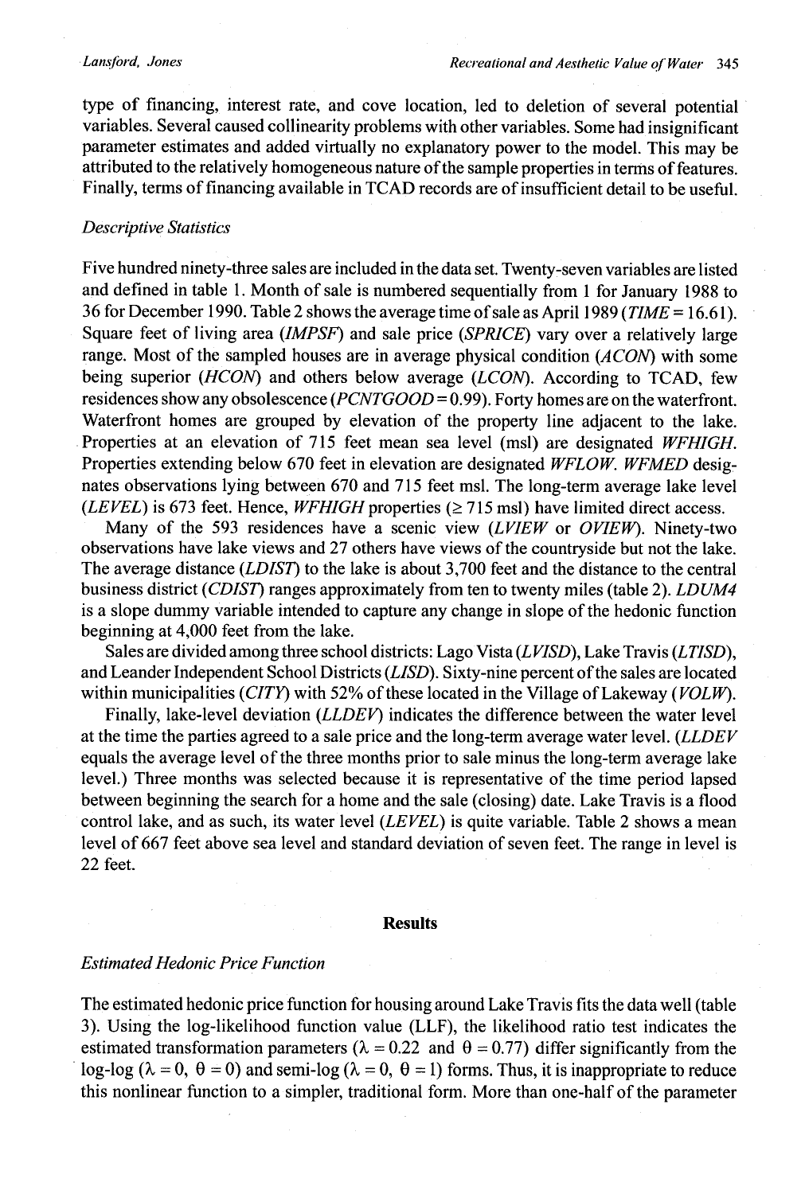type of financing, interest rate, and cove location, led to deletion of several potential variables. Several caused collinearity problems with other variables. Some had insignificant parameter estimates and added virtually no explanatory power to the model. This may be attributed to the relatively homogeneous nature of the sample properties in terms of features. Finally, terms of financing available in TCAD records are of insufficient detail to be useful.

### *Descriptive Statistics*

Five hundred ninety-three sales are included in the data set. Twenty-seven variables are listed and defined in table 1. Month of sale is numbered sequentially from 1 for January 1988 to 36 for December 1990. Table 2 shows the average time of sale as April 1989 (*TIME* = 16.61). Square feet of living area (*IMPSF*) and sale price (*SPRICE*) vary over a relatively large range. Most of the sampled houses are in average physical condition (*ACON*) with some being superior (*HCON*) and others below average (*LCON*). According to TCAD, few residences show any obsolescence (*PCNTGOOD* = 0.99). Forty homes are on the waterfront. Waterfront homes are grouped by elevation of the property line adjacent to the lake. Properties at an elevation of 715 feet mean sea level (msl) are designated *WFHIGH*. Properties extending below 670 feet in elevation are designated *WFLOW*. *WFMED* designates observations lying between 670 and 715 feet msl. The long-term average lake level (*LEVEL*) is 673 feet. Hence, *WFHIGH* properties (≥ 715 msl) have limited direct access.

Many of the 593 residences have a scenic view (*LVIEW* or *OVIEW*). Ninety-two observations have lake views and 27 others have views of the countryside but not the lake. The average distance (*LDIST*) to the lake is about 3,700 feet and the distance to the central business district (*CDIST*) ranges approximately from ten to twenty miles (table 2). *LDUM4* is a slope dummy variable intended to capture any change in slope of the hedonic function beginning at 4,000 feet from the lake.

Sales are divided among three school districts: Lago Vista (*LVISD*), Lake Travis (*LTISD*), and Leander Independent School Districts (*LISD*). Sixty-nine percent of the sales are located within municipalities (*CITY*) with 52% of these located in the Village of Lakeway (*VOLW*).

Finally, lake-level deviation (*LLDEV*) indicates the difference between the water level at the time the parties agreed to a sale price and the long-term average water level. (*LLDEV* equals the average level of the three months prior to sale minus the long-term average lake level.) Three months was selected because it is representative of the time period lapsed between beginning the search for a home and the sale (closing) date. Lake Travis is a flood control lake, and as such, its water level (*LEVEL*) is quite variable. Table 2 shows a mean level of 667 feet above sea level and standard deviation of seven feet. The range in level is 22 feet.

## Results

### *Estimated Hedonic Price Function*

The estimated hedonic price function for housing around Lake Travis fits the data well (table 3). Using the log-likelihood function value (LLF), the likelihood ratio test indicates the estimated transformation parameters ($\lambda = 0.22$ and $\theta = 0.77$) differ significantly from the log-log ($\lambda = 0,\ \theta = 0$) and semi-log ($\lambda = 0,\ \theta = 1$) forms. Thus, it is inappropriate to reduce this nonlinear function to a simpler, traditional form. More than one-half of the parameter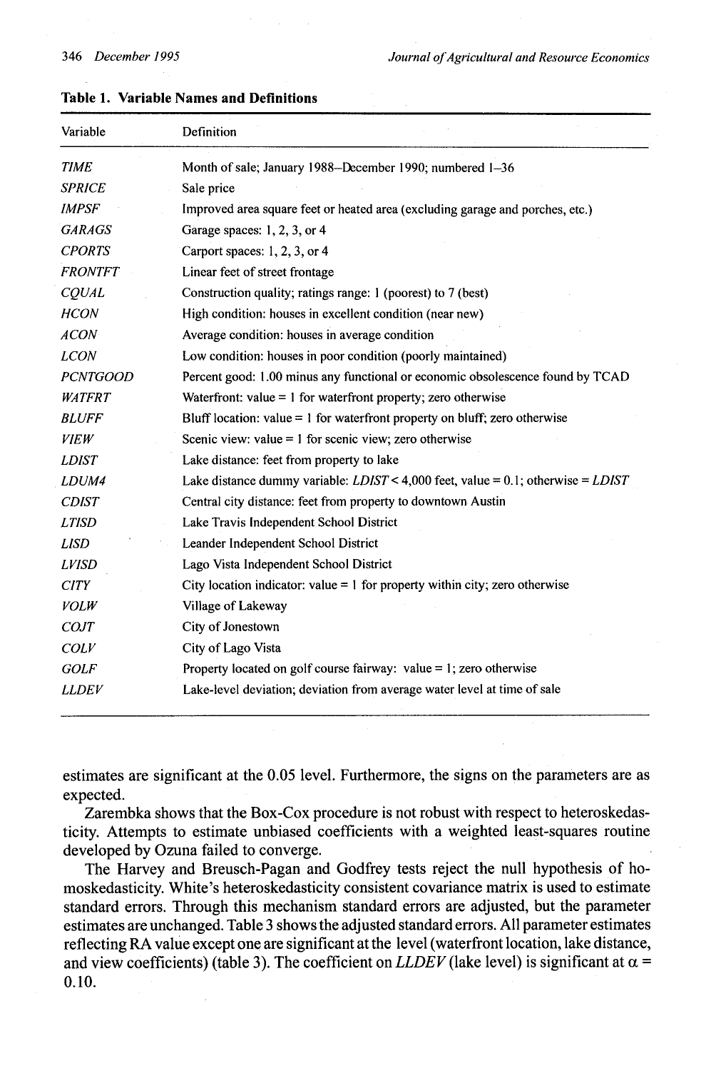**Table 1. Variable Names and Definitions**

| Variable | Definition |
|---|---|
| *TIME* | Month of sale; January 1988–December 1990; numbered 1–36 |
| *SPRICE* | Sale price |
| *IMPSF* | Improved area square feet or heated area (excluding garage and porches, etc.) |
| *GARAGS* | Garage spaces: 1, 2, 3, or 4 |
| *CPORTS* | Carport spaces: 1, 2, 3, or 4 |
| *FRONTFT* | Linear feet of street frontage |
| *CQUAL* | Construction quality; ratings range: 1 (poorest) to 7 (best) |
| *HCON* | High condition: houses in excellent condition (near new) |
| *ACON* | Average condition: houses in average condition |
| *LCON* | Low condition: houses in poor condition (poorly maintained) |
| *PCNTGOOD* | Percent good: 1.00 minus any functional or economic obsolescence found by TCAD |
| *WATFRT* | Waterfront: value = 1 for waterfront property; zero otherwise |
| *BLUFF* | Bluff location: value = 1 for waterfront property on bluff; zero otherwise |
| *VIEW* | Scenic view: value = 1 for scenic view; zero otherwise |
| *LDIST* | Lake distance: feet from property to lake |
| *LDUM4* | Lake distance dummy variable: *LDIST* < 4,000 feet, value = 0.1; otherwise = *LDIST* |
| *CDIST* | Central city distance: feet from property to downtown Austin |
| *LTISD* | Lake Travis Independent School District |
| *LISD* | Leander Independent School District |
| *LVISD* | Lago Vista Independent School District |
| *CITY* | City location indicator: value = 1 for property within city; zero otherwise |
| *VOLW* | Village of Lakeway |
| *COJT* | City of Jonestown |
| *COLV* | City of Lago Vista |
| *GOLF* | Property located on golf course fairway: value = 1; zero otherwise |
| *LLDEV* | Lake-level deviation; deviation from average water level at time of sale |

estimates are significant at the 0.05 level. Furthermore, the signs on the parameters are as expected.

Zarembka shows that the Box-Cox procedure is not robust with respect to heteroskedasticity. Attempts to estimate unbiased coefficients with a weighted least-squares routine developed by Ozuna failed to converge.

The Harvey and Breusch-Pagan and Godfrey tests reject the null hypothesis of homoskedasticity. White's heteroskedasticity consistent covariance matrix is used to estimate standard errors. Through this mechanism standard errors are adjusted, but the parameter estimates are unchanged. Table 3 shows the adjusted standard errors. All parameter estimates reflecting RA value except one are significant at the level (waterfront location, lake distance, and view coefficients) (table 3). The coefficient on *LLDEV* (lake level) is significant at $\alpha = 0.10$.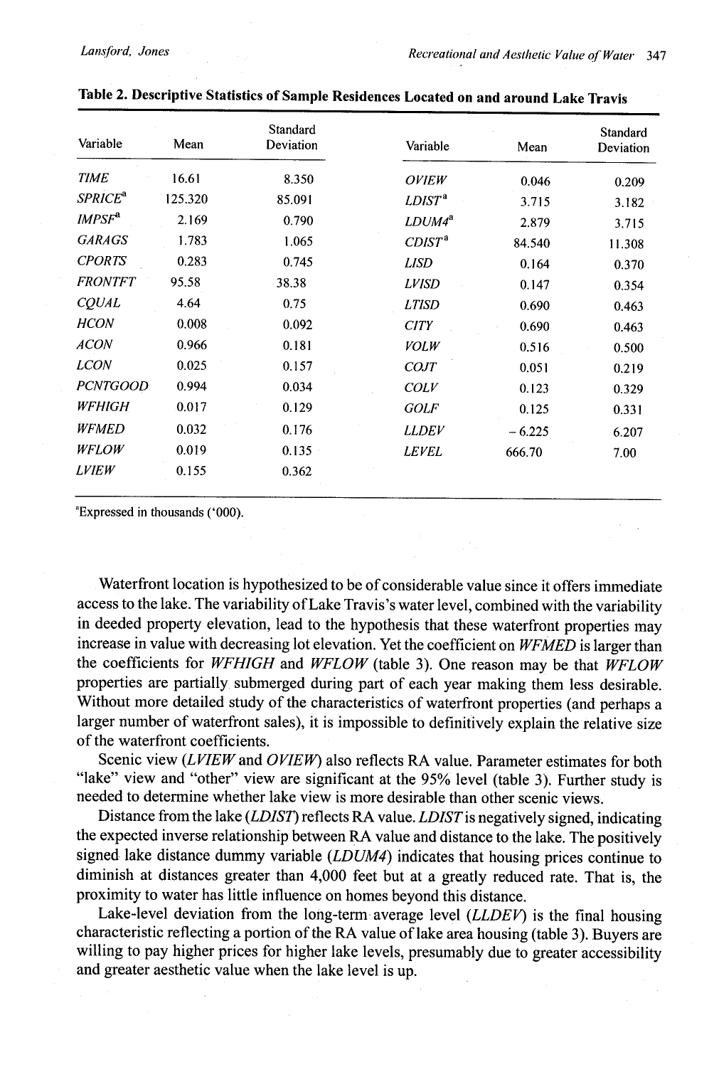**Table 2. Descriptive Statistics of Sample Residences Located on and around Lake Travis**

| Variable | Mean | Standard Deviation | Variable | Mean | Standard Deviation |
|---|---|---|---|---|---|
| *TIME* | 16.61 | 8.350 | *OVIEW* | 0.046 | 0.209 |
| *SPRICE*[a] | 125.320 | 85.091 | *LDIST*[a] | 3.715 | 3.182 |
| *IMPSF*[a] | 2.169 | 0.790 | *LDUM4*[a] | 2.879 | 3.715 |
| *GARAGS* | 1.783 | 1.065 | *CDIST*[a] | 84.540 | 11.308 |
| *CPORTS* | 0.283 | 0.745 | *LISD* | 0.164 | 0.370 |
| *FRONTFT* | 95.58 | 38.38 | *LVISD* | 0.147 | 0.354 |
| *CQUAL* | 4.64 | 0.75 | *LTISD* | 0.690 | 0.463 |
| *HCON* | 0.008 | 0.092 | *CITY* | 0.690 | 0.463 |
| *ACON* | 0.966 | 0.181 | *VOLW* | 0.516 | 0.500 |
| *LCON* | 0.025 | 0.157 | *COJT* | 0.051 | 0.219 |
| *PCNTGOOD* | 0.994 | 0.034 | *COLV* | 0.123 | 0.329 |
| *WFHIGH* | 0.017 | 0.129 | *GOLF* | 0.125 | 0.331 |
| *WFMED* | 0.032 | 0.176 | *LLDEV* | − 6.225 | 6.207 |
| *WFLOW* | 0.019 | 0.135 | *LEVEL* | 666.70 | 7.00 |
| *LVIEW* | 0.155 | 0.362 | | | |

[a]Expressed in thousands ('000).

Waterfront location is hypothesized to be of considerable value since it offers immediate access to the lake. The variability of Lake Travis's water level, combined with the variability in deeded property elevation, lead to the hypothesis that these waterfront properties may increase in value with decreasing lot elevation. Yet the coefficient on *WFMED* is larger than the coefficients for *WFHIGH* and *WFLOW* (table 3). One reason may be that *WFLOW* properties are partially submerged during part of each year making them less desirable. Without more detailed study of the characteristics of waterfront properties (and perhaps a larger number of waterfront sales), it is impossible to definitively explain the relative size of the waterfront coefficients.

Scenic view (*LVIEW* and *OVIEW*) also reflects RA value. Parameter estimates for both "lake" view and "other" view are significant at the 95% level (table 3). Further study is needed to determine whether lake view is more desirable than other scenic views.

Distance from the lake (*LDIST*) reflects RA value. *LDIST* is negatively signed, indicating the expected inverse relationship between RA value and distance to the lake. The positively signed lake distance dummy variable (*LDUM4*) indicates that housing prices continue to diminish at distances greater than 4,000 feet but at a greatly reduced rate. That is, the proximity to water has little influence on homes beyond this distance.

Lake-level deviation from the long-term average level (*LLDEV*) is the final housing characteristic reflecting a portion of the RA value of lake area housing (table 3). Buyers are willing to pay higher prices for higher lake levels, presumably due to greater accessibility and greater aesthetic value when the lake level is up.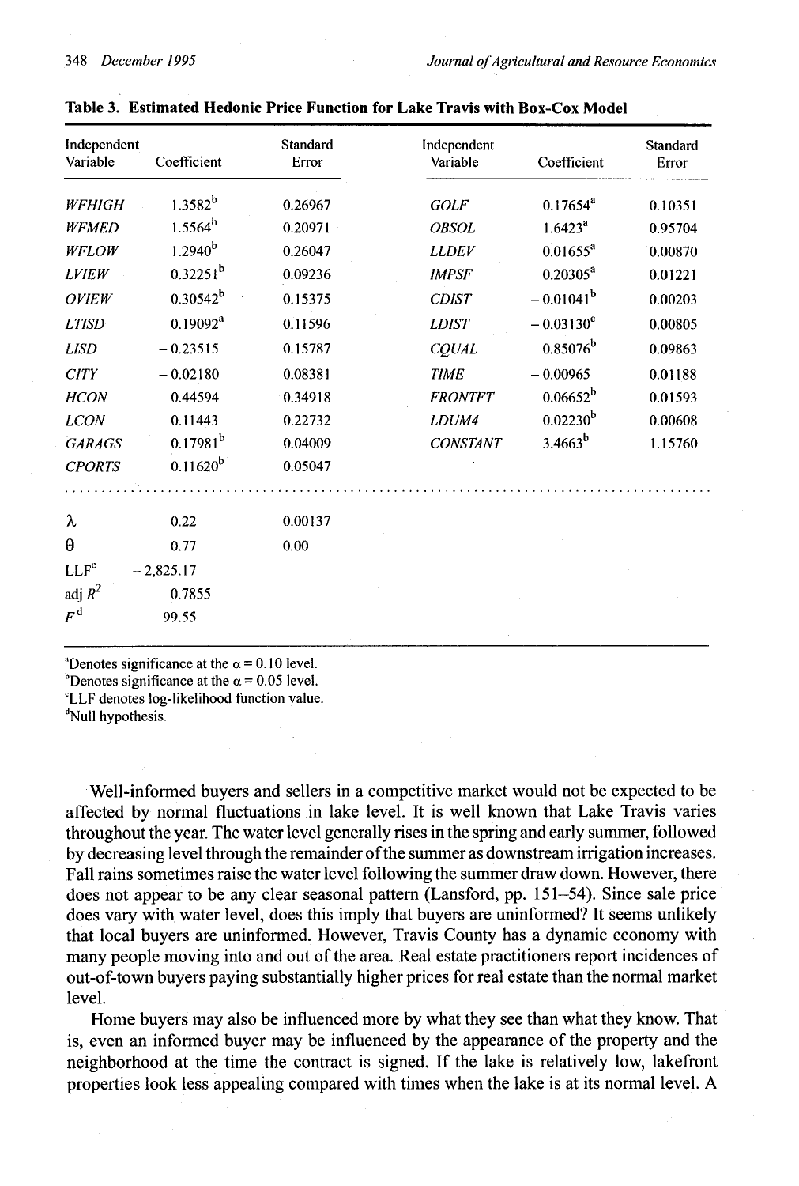**Table 3. Estimated Hedonic Price Function for Lake Travis with Box-Cox Model**

| Independent Variable | Coefficient | Standard Error | Independent Variable | Coefficient | Standard Error |
|---|---|---|---|---|---|
| *WFHIGH* | 1.3582[b] | 0.26967 | *GOLF* | 0.17654[a] | 0.10351 |
| *WFMED* | 1.5564[b] | 0.20971 | *OBSOL* | 1.6423[a] | 0.95704 |
| *WFLOW* | 1.2940[b] | 0.26047 | *LLDEV* | 0.01655[a] | 0.00870 |
| *LVIEW* | 0.32251[b] | 0.09236 | *IMPSF* | 0.20305[a] | 0.01221 |
| *OVIEW* | 0.30542[b] | 0.15375 | *CDIST* | − 0.01041[b] | 0.00203 |
| *LTISD* | 0.19092[a] | 0.11596 | *LDIST* | − 0.03130[c] | 0.00805 |
| *LISD* | − 0.23515 | 0.15787 | *CQUAL* | 0.85076[b] | 0.09863 |
| *CITY* | − 0.02180 | 0.08381 | *TIME* | − 0.00965 | 0.01188 |
| *HCON* | 0.44594 | 0.34918 | *FRONTFT* | 0.06652[b] | 0.01593 |
| *LCON* | 0.11443 | 0.22732 | *LDUM4* | 0.02230[b] | 0.00608 |
| *GARAGS* | 0.17981[b] | 0.04009 | *CONSTANT* | 3.4663[b] | 1.15760 |
| *CPORTS* | 0.11620[b] | 0.05047 | | | |
| $\lambda$ | 0.22 | 0.00137 | | | |
| $\theta$ | 0.77 | 0.00 | | | |
| LLF[c] | − 2,825.17 | | | | |
| adj $R^2$ | 0.7855 | | | | |
| $F$[d] | 99.55 | | | | |

[a]Denotes significance at the $\alpha = 0.10$ level.
[b]Denotes significance at the $\alpha = 0.05$ level.
[c]LLF denotes log-likelihood function value.
[d]Null hypothesis.

Well-informed buyers and sellers in a competitive market would not be expected to be affected by normal fluctuations in lake level. It is well known that Lake Travis varies throughout the year. The water level generally rises in the spring and early summer, followed by decreasing level through the remainder of the summer as downstream irrigation increases. Fall rains sometimes raise the water level following the summer draw down. However, there does not appear to be any clear seasonal pattern (Lansford, pp. 151–54). Since sale price does vary with water level, does this imply that buyers are uninformed? It seems unlikely that local buyers are uninformed. However, Travis County has a dynamic economy with many people moving into and out of the area. Real estate practitioners report incidences of out-of-town buyers paying substantially higher prices for real estate than the normal market level.

Home buyers may also be influenced more by what they see than what they know. That is, even an informed buyer may be influenced by the appearance of the property and the neighborhood at the time the contract is signed. If the lake is relatively low, lakefront properties look less appealing compared with times when the lake is at its normal level. A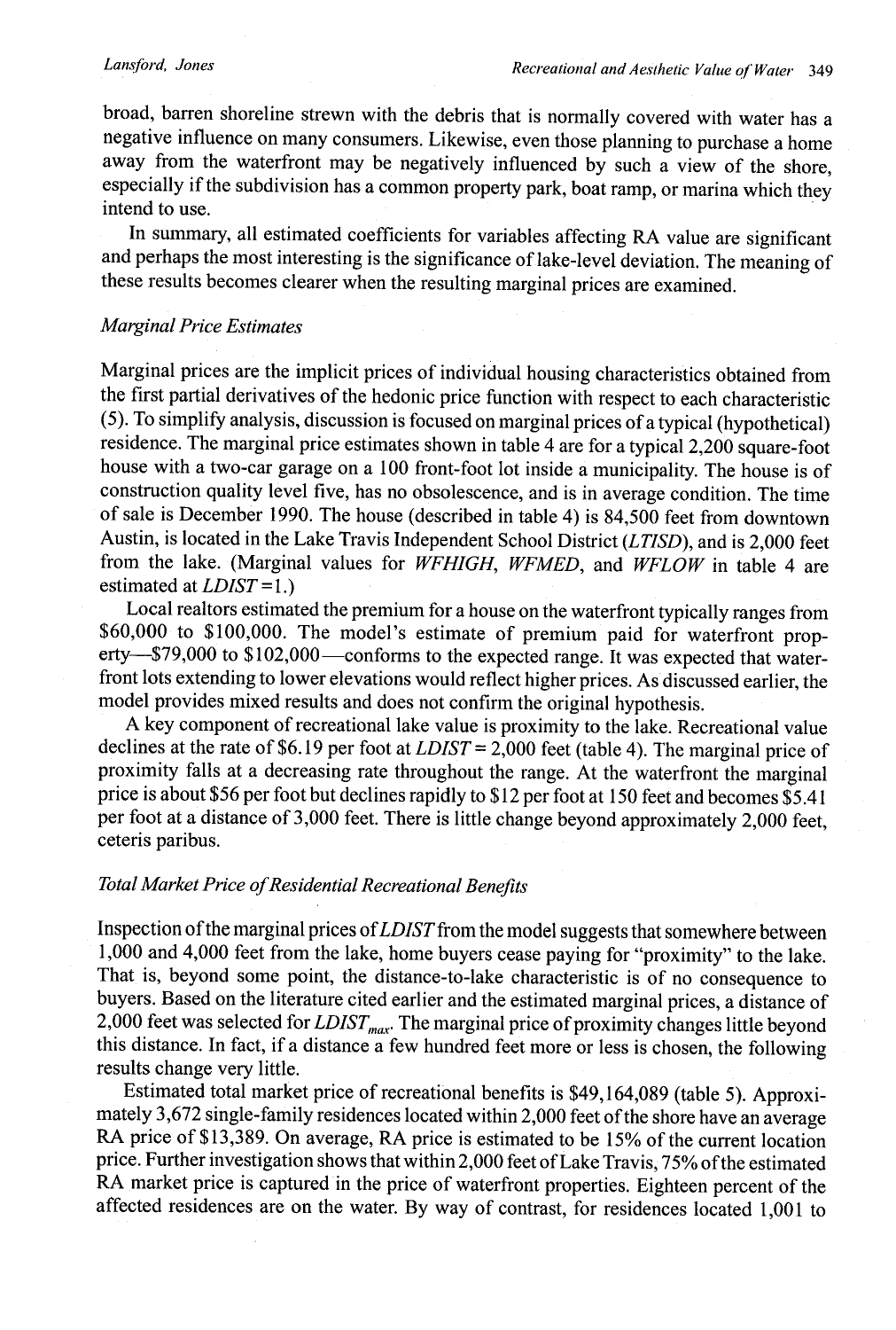broad, barren shoreline strewn with the debris that is normally covered with water has a negative influence on many consumers. Likewise, even those planning to purchase a home away from the waterfront may be negatively influenced by such a view of the shore, especially if the subdivision has a common property park, boat ramp, or marina which they intend to use.

In summary, all estimated coefficients for variables affecting RA value are significant and perhaps the most interesting is the significance of lake-level deviation. The meaning of these results becomes clearer when the resulting marginal prices are examined.

### *Marginal Price Estimates*

Marginal prices are the implicit prices of individual housing characteristics obtained from the first partial derivatives of the hedonic price function with respect to each characteristic (5). To simplify analysis, discussion is focused on marginal prices of a typical (hypothetical) residence. The marginal price estimates shown in table 4 are for a typical 2,200 square-foot house with a two-car garage on a 100 front-foot lot inside a municipality. The house is of construction quality level five, has no obsolescence, and is in average condition. The time of sale is December 1990. The house (described in table 4) is 84,500 feet from downtown Austin, is located in the Lake Travis Independent School District (*LTISD*), and is 2,000 feet from the lake. (Marginal values for *WFHIGH*, *WFMED*, and *WFLOW* in table 4 are estimated at *LDIST* = 1.)

Local realtors estimated the premium for a house on the waterfront typically ranges from \$60,000 to \$100,000. The model's estimate of premium paid for waterfront property—\$79,000 to \$102,000—conforms to the expected range. It was expected that waterfront lots extending to lower elevations would reflect higher prices. As discussed earlier, the model provides mixed results and does not confirm the original hypothesis.

A key component of recreational lake value is proximity to the lake. Recreational value declines at the rate of \$6.19 per foot at *LDIST* = 2,000 feet (table 4). The marginal price of proximity falls at a decreasing rate throughout the range. At the waterfront the marginal price is about \$56 per foot but declines rapidly to \$12 per foot at 150 feet and becomes \$5.41 per foot at a distance of 3,000 feet. There is little change beyond approximately 2,000 feet, ceteris paribus.

### *Total Market Price of Residential Recreational Benefits*

Inspection of the marginal prices of *LDIST* from the model suggests that somewhere between 1,000 and 4,000 feet from the lake, home buyers cease paying for "proximity" to the lake. That is, beyond some point, the distance-to-lake characteristic is of no consequence to buyers. Based on the literature cited earlier and the estimated marginal prices, a distance of 2,000 feet was selected for $LDIST_{max}$. The marginal price of proximity changes little beyond this distance. In fact, if a distance a few hundred feet more or less is chosen, the following results change very little.

Estimated total market price of recreational benefits is \$49,164,089 (table 5). Approximately 3,672 single-family residences located within 2,000 feet of the shore have an average RA price of \$13,389. On average, RA price is estimated to be 15% of the current location price. Further investigation shows that within 2,000 feet of Lake Travis, 75% of the estimated RA market price is captured in the price of waterfront properties. Eighteen percent of the affected residences are on the water. By way of contrast, for residences located 1,001 to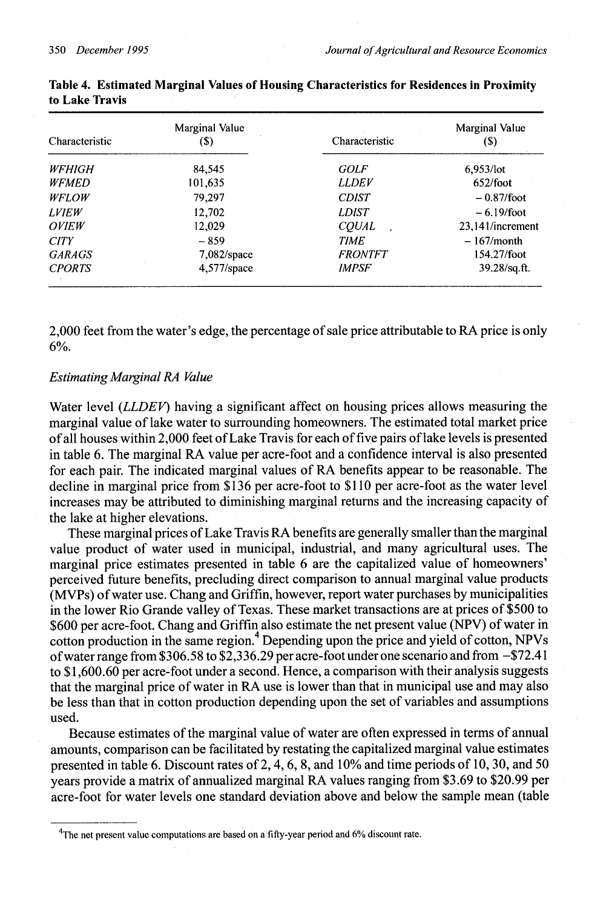**Table 4. Estimated Marginal Values of Housing Characteristics for Residences in Proximity to Lake Travis**

| Characteristic | Marginal Value ($) | Characteristic | Marginal Value ($) |
|---|---|---|---|
| *WFHIGH* | 84,545 | *GOLF* | 6,953/lot |
| *WFMED* | 101,635 | *LLDEV* | 652/foot |
| *WFLOW* | 79,297 | *CDIST* | − 0.87/foot |
| *LVIEW* | 12,702 | *LDIST* | − 6.19/foot |
| *OVIEW* | 12,029 | *CQUAL* | 23,141/increment |
| *CITY* | − 859 | *TIME* | − 167/month |
| *GARAGS* | 7,082/space | *FRONTFT* | 154.27/foot |
| *CPORTS* | 4,577/space | *IMPSF* | 39.28/sq.ft. |

2,000 feet from the water's edge, the percentage of sale price attributable to RA price is only 6%.

*Estimating Marginal RA Value*

Water level (*LLDEV*) having a significant affect on housing prices allows measuring the marginal value of lake water to surrounding homeowners. The estimated total market price of all houses within 2,000 feet of Lake Travis for each of five pairs of lake levels is presented in table 6. The marginal RA value per acre-foot and a confidence interval is also presented for each pair. The indicated marginal values of RA benefits appear to be reasonable. The decline in marginal price from $136 per acre-foot to $110 per acre-foot as the water level increases may be attributed to diminishing marginal returns and the increasing capacity of the lake at higher elevations.

These marginal prices of Lake Travis RA benefits are generally smaller than the marginal value product of water used in municipal, industrial, and many agricultural uses. The marginal price estimates presented in table 6 are the capitalized value of homeowners' perceived future benefits, precluding direct comparison to annual marginal value products (MVPs) of water use. Chang and Griffin, however, report water purchases by municipalities in the lower Rio Grande valley of Texas. These market transactions are at prices of $500 to $600 per acre-foot. Chang and Griffin also estimate the net present value (NPV) of water in cotton production in the same region.[4] Depending upon the price and yield of cotton, NPVs of water range from $306.58 to $2,336.29 per acre-foot under one scenario and from −$72.41 to $1,600.60 per acre-foot under a second. Hence, a comparison with their analysis suggests that the marginal price of water in RA use is lower than that in municipal use and may also be less than that in cotton production depending upon the set of variables and assumptions used.

Because estimates of the marginal value of water are often expressed in terms of annual amounts, comparison can be facilitated by restating the capitalized marginal value estimates presented in table 6. Discount rates of 2, 4, 6, 8, and 10% and time periods of 10, 30, and 50 years provide a matrix of annualized marginal RA values ranging from $3.69 to $20.99 per acre-foot for water levels one standard deviation above and below the sample mean (table

[4] The net present value computations are based on a fifty-year period and 6% discount rate.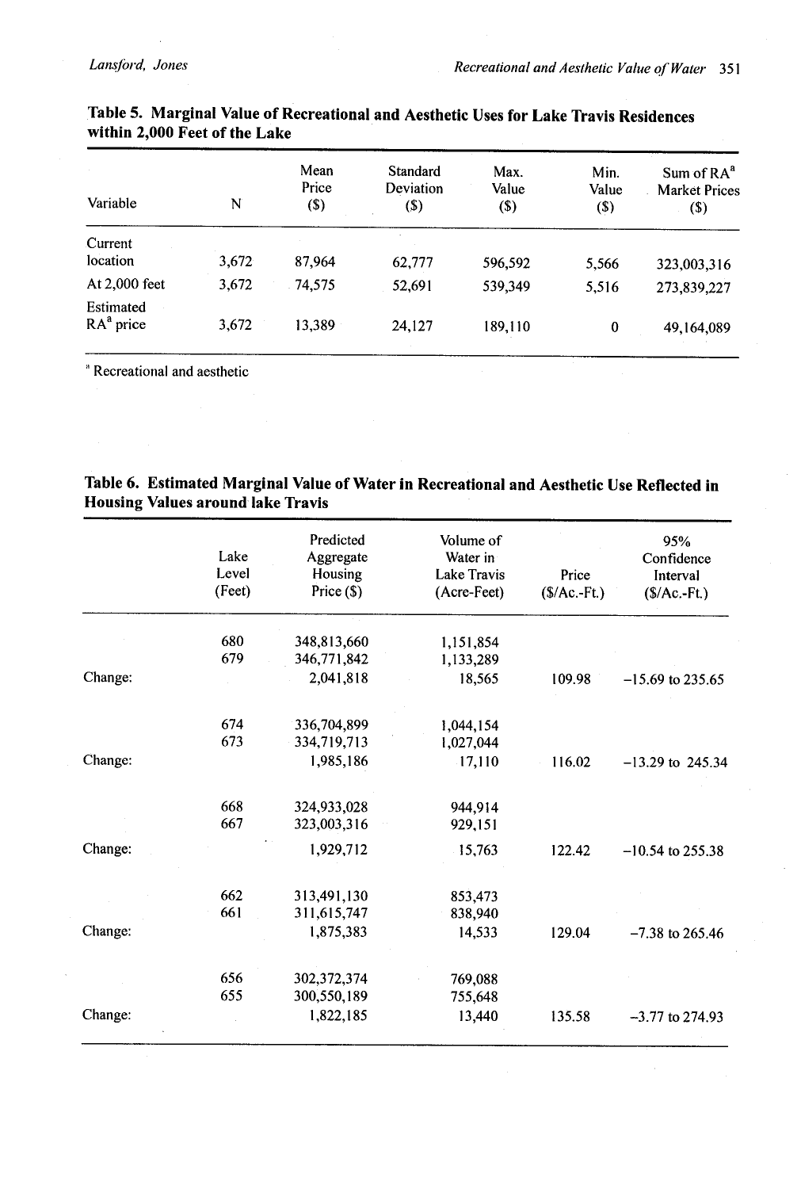**Table 5. Marginal Value of Recreational and Aesthetic Uses for Lake Travis Residences within 2,000 Feet of the Lake**

| Variable | N | Mean Price ($) | Standard Deviation ($) | Max. Value ($) | Min. Value ($) | Sum of RA[a] Market Prices ($) |
|---|---|---|---|---|---|---|
| Current location | 3,672 | 87,964 | 62,777 | 596,592 | 5,566 | 323,003,316 |
| At 2,000 feet | 3,672 | 74,575 | 52,691 | 539,349 | 5,516 | 273,839,227 |
| Estimated RA[a] price | 3,672 | 13,389 | 24,127 | 189,110 | 0 | 49,164,089 |

[a] Recreational and aesthetic

**Table 6. Estimated Marginal Value of Water in Recreational and Aesthetic Use Reflected in Housing Values around lake Travis**

| | Lake Level (Feet) | Predicted Aggregate Housing Price ($) | Volume of Water in Lake Travis (Acre-Feet) | Price ($/Ac.-Ft.) | 95% Confidence Interval ($/Ac.-Ft.) |
|---|---|---|---|---|---|
| | 680 | 348,813,660 | 1,151,854 | | |
| | 679 | 346,771,842 | 1,133,289 | | |
| Change: | | 2,041,818 | 18,565 | 109.98 | −15.69 to 235.65 |
| | 674 | 336,704,899 | 1,044,154 | | |
| | 673 | 334,719,713 | 1,027,044 | | |
| Change: | | 1,985,186 | 17,110 | 116.02 | −13.29 to 245.34 |
| | 668 | 324,933,028 | 944,914 | | |
| | 667 | 323,003,316 | 929,151 | | |
| Change: | | 1,929,712 | 15,763 | 122.42 | −10.54 to 255.38 |
| | 662 | 313,491,130 | 853,473 | | |
| | 661 | 311,615,747 | 838,940 | | |
| Change: | | 1,875,383 | 14,533 | 129.04 | −7.38 to 265.46 |
| | 656 | 302,372,374 | 769,088 | | |
| | 655 | 300,550,189 | 755,648 | | |
| Change: | | 1,822,185 | 13,440 | 135.58 | −3.77 to 274.93 |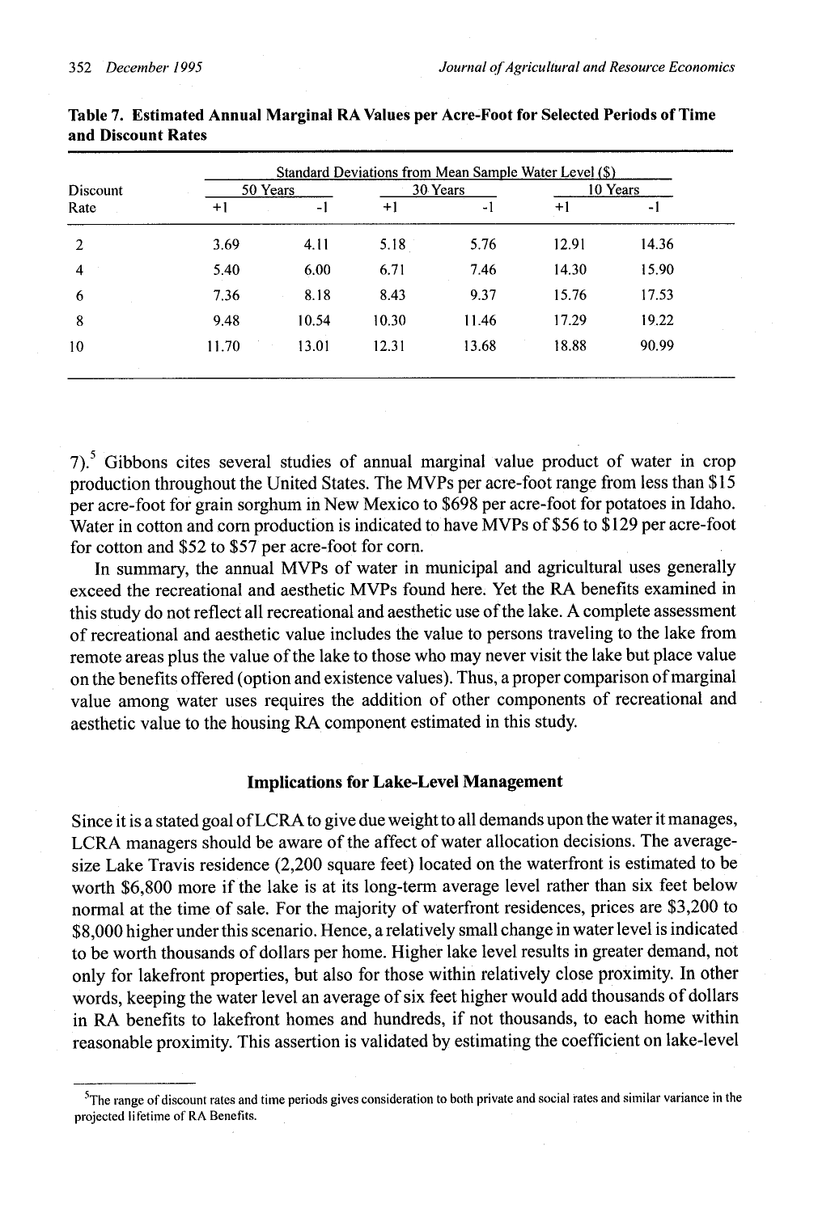**Table 7. Estimated Annual Marginal RA Values per Acre-Foot for Selected Periods of Time and Discount Rates**

| Discount Rate | Standard Deviations from Mean Sample Water Level ($) | | | | | |
|---|---|---|---|---|---|---|
| | 50 Years | | 30 Years | | 10 Years | |
| | +1 | -1 | +1 | -1 | +1 | -1 |
| 2 | 3.69 | 4.11 | 5.18 | 5.76 | 12.91 | 14.36 |
| 4 | 5.40 | 6.00 | 6.71 | 7.46 | 14.30 | 15.90 |
| 6 | 7.36 | 8.18 | 8.43 | 9.37 | 15.76 | 17.53 |
| 8 | 9.48 | 10.54 | 10.30 | 11.46 | 17.29 | 19.22 |
| 10 | 11.70 | 13.01 | 12.31 | 13.68 | 18.88 | 90.99 |

7).[5] Gibbons cites several studies of annual marginal value product of water in crop production throughout the United States. The MVPs per acre-foot range from less than $15 per acre-foot for grain sorghum in New Mexico to $698 per acre-foot for potatoes in Idaho. Water in cotton and corn production is indicated to have MVPs of $56 to $129 per acre-foot for cotton and $52 to $57 per acre-foot for corn.

In summary, the annual MVPs of water in municipal and agricultural uses generally exceed the recreational and aesthetic MVPs found here. Yet the RA benefits examined in this study do not reflect all recreational and aesthetic use of the lake. A complete assessment of recreational and aesthetic value includes the value to persons traveling to the lake from remote areas plus the value of the lake to those who may never visit the lake but place value on the benefits offered (option and existence values). Thus, a proper comparison of marginal value among water uses requires the addition of other components of recreational and aesthetic value to the housing RA component estimated in this study.

## Implications for Lake-Level Management

Since it is a stated goal of LCRA to give due weight to all demands upon the water it manages, LCRA managers should be aware of the affect of water allocation decisions. The average-size Lake Travis residence (2,200 square feet) located on the waterfront is estimated to be worth $6,800 more if the lake is at its long-term average level rather than six feet below normal at the time of sale. For the majority of waterfront residences, prices are $3,200 to $8,000 higher under this scenario. Hence, a relatively small change in water level is indicated to be worth thousands of dollars per home. Higher lake level results in greater demand, not only for lakefront properties, but also for those within relatively close proximity. In other words, keeping the water level an average of six feet higher would add thousands of dollars in RA benefits to lakefront homes and hundreds, if not thousands, to each home within reasonable proximity. This assertion is validated by estimating the coefficient on lake-level

[5] The range of discount rates and time periods gives consideration to both private and social rates and similar variance in the projected lifetime of RA Benefits.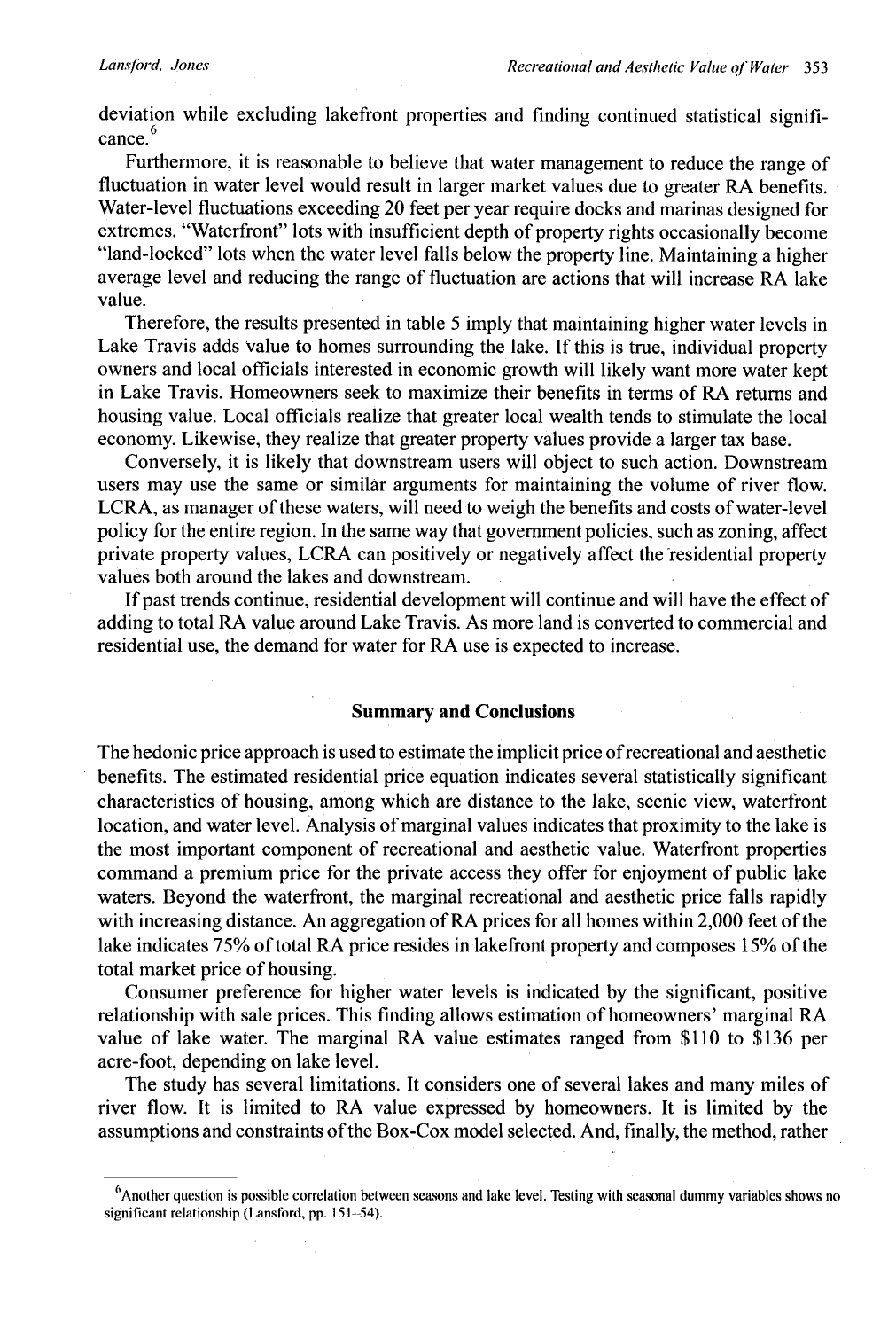deviation while excluding lakefront properties and finding continued statistical significance.[6]

Furthermore, it is reasonable to believe that water management to reduce the range of fluctuation in water level would result in larger market values due to greater RA benefits. Water-level fluctuations exceeding 20 feet per year require docks and marinas designed for extremes. "Waterfront" lots with insufficient depth of property rights occasionally become "land-locked" lots when the water level falls below the property line. Maintaining a higher average level and reducing the range of fluctuation are actions that will increase RA lake value.

Therefore, the results presented in table 5 imply that maintaining higher water levels in Lake Travis adds value to homes surrounding the lake. If this is true, individual property owners and local officials interested in economic growth will likely want more water kept in Lake Travis. Homeowners seek to maximize their benefits in terms of RA returns and housing value. Local officials realize that greater local wealth tends to stimulate the local economy. Likewise, they realize that greater property values provide a larger tax base.

Conversely, it is likely that downstream users will object to such action. Downstream users may use the same or similar arguments for maintaining the volume of river flow. LCRA, as manager of these waters, will need to weigh the benefits and costs of water-level policy for the entire region. In the same way that government policies, such as zoning, affect private property values, LCRA can positively or negatively affect the residential property values both around the lakes and downstream.

If past trends continue, residential development will continue and will have the effect of adding to total RA value around Lake Travis. As more land is converted to commercial and residential use, the demand for water for RA use is expected to increase.

## Summary and Conclusions

The hedonic price approach is used to estimate the implicit price of recreational and aesthetic benefits. The estimated residential price equation indicates several statistically significant characteristics of housing, among which are distance to the lake, scenic view, waterfront location, and water level. Analysis of marginal values indicates that proximity to the lake is the most important component of recreational and aesthetic value. Waterfront properties command a premium price for the private access they offer for enjoyment of public lake waters. Beyond the waterfront, the marginal recreational and aesthetic price falls rapidly with increasing distance. An aggregation of RA prices for all homes within 2,000 feet of the lake indicates 75% of total RA price resides in lakefront property and composes 15% of the total market price of housing.

Consumer preference for higher water levels is indicated by the significant, positive relationship with sale prices. This finding allows estimation of homeowners' marginal RA value of lake water. The marginal RA value estimates ranged from \$110 to \$136 per acre-foot, depending on lake level.

The study has several limitations. It considers one of several lakes and many miles of river flow. It is limited to RA value expressed by homeowners. It is limited by the assumptions and constraints of the Box-Cox model selected. And, finally, the method, rather

---

[6]Another question is possible correlation between seasons and lake level. Testing with seasonal dummy variables shows no significant relationship (Lansford, pp. 151–54).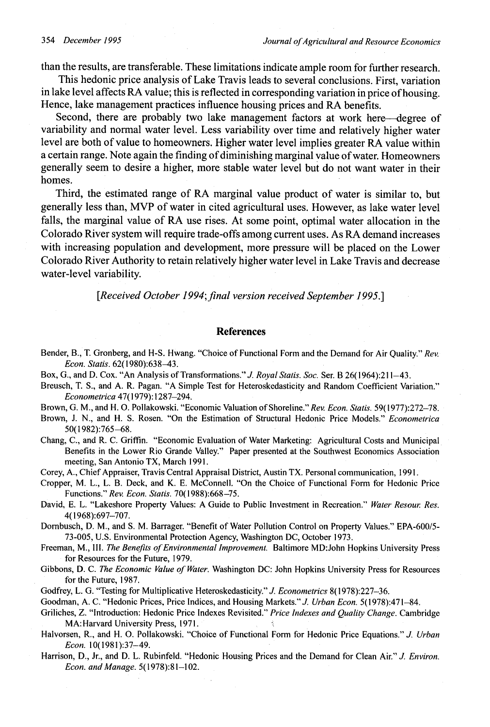than the results, are transferable. These limitations indicate ample room for further research.

This hedonic price analysis of Lake Travis leads to several conclusions. First, variation in lake level affects RA value; this is reflected in corresponding variation in price of housing. Hence, lake management practices influence housing prices and RA benefits.

Second, there are probably two lake management factors at work here—degree of variability and normal water level. Less variability over time and relatively higher water level are both of value to homeowners. Higher water level implies greater RA value within a certain range. Note again the finding of diminishing marginal value of water. Homeowners generally seem to desire a higher, more stable water level but do not want water in their homes.

Third, the estimated range of RA marginal value product of water is similar to, but generally less than, MVP of water in cited agricultural uses. However, as lake water level falls, the marginal value of RA use rises. At some point, optimal water allocation in the Colorado River system will require trade-offs among current uses. As RA demand increases with increasing population and development, more pressure will be placed on the Lower Colorado River Authority to retain relatively higher water level in Lake Travis and decrease water-level variability.

*[Received October 1994; final version received September 1995.]*

## References

Bender, B., T. Gronberg, and H-S. Hwang. "Choice of Functional Form and the Demand for Air Quality." *Rev. Econ. Statis.* 62(1980):638–43.

Box, G., and D. Cox. "An Analysis of Transformations." *J. Royal Statis. Soc.* Ser. B 26(1964):211–43.

Breusch, T. S., and A. R. Pagan. "A Simple Test for Heteroskedasticity and Random Coefficient Variation." *Econometrica* 47(1979):1287–294.

Brown, G. M., and H. O. Pollakowski. "Economic Valuation of Shoreline." *Rev. Econ. Statis.* 59(1977):272–78.

Brown, J. N., and H. S. Rosen. "On the Estimation of Structural Hedonic Price Models." *Econometrica* 50(1982):765–68.

Chang, C., and R. C. Griffin. "Economic Evaluation of Water Marketing: Agricultural Costs and Municipal Benefits in the Lower Rio Grande Valley." Paper presented at the Southwest Economics Association meeting, San Antonio TX, March 1991.

Corey, A., Chief Appraiser, Travis Central Appraisal District, Austin TX. Personal communication, 1991.

Cropper, M. L., L. B. Deck, and K. E. McConnell. "On the Choice of Functional Form for Hedonic Price Functions." *Rev. Econ. Statis.* 70(1988):668–75.

David, E. L. "Lakeshore Property Values: A Guide to Public Investment in Recreation." *Water Resour. Res.* 4(1968):697–707.

Dornbusch, D. M., and S. M. Barrager. "Benefit of Water Pollution Control on Property Values." EPA-600/5-73-005, U.S. Environmental Protection Agency, Washington DC, October 1973.

Freeman, M., III. *The Benefits of Environmental Improvement.* Baltimore MD:John Hopkins University Press for Resources for the Future, 1979.

Gibbons, D. C. *The Economic Value of Water.* Washington DC: John Hopkins University Press for Resources for the Future, 1987.

Godfrey, L. G. "Testing for Multiplicative Heteroskedasticity." *J. Econometrics* 8(1978):227–36.

Goodman, A. C. "Hedonic Prices, Price Indices, and Housing Markets." *J. Urban Econ.* 5(1978):471–84.

Griliches, Z. "Introduction: Hedonic Price Indexes Revisited." *Price Indexes and Quality Change.* Cambridge MA:Harvard University Press, 1971.

Halvorsen, R., and H. O. Pollakowski. "Choice of Functional Form for Hedonic Price Equations." *J. Urban Econ.* 10(1981):37–49.

Harrison, D., Jr., and D. L. Rubinfeld. "Hedonic Housing Prices and the Demand for Clean Air." *J. Environ. Econ. and Manage.* 5(1978):81–102.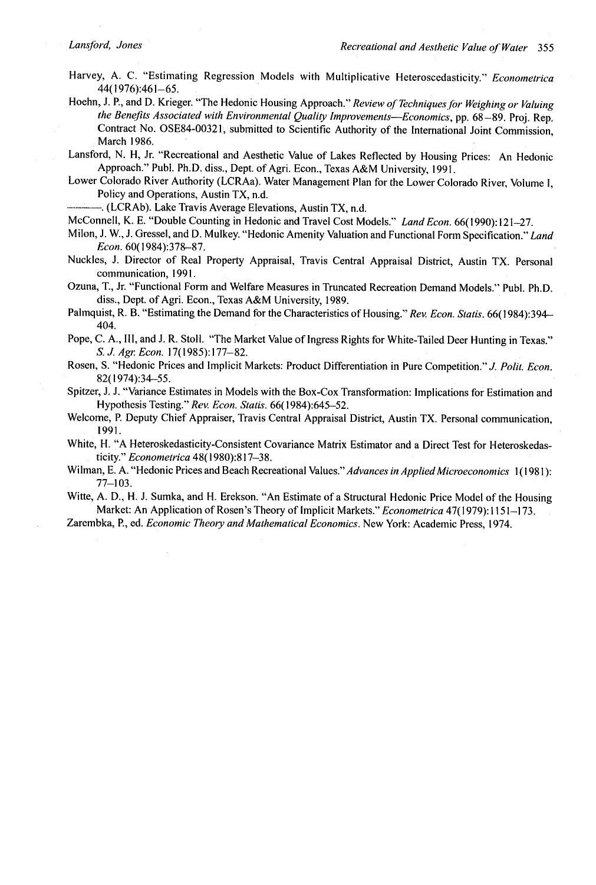Harvey, A. C. "Estimating Regression Models with Multiplicative Heteroscedasticity." *Econometrica* 44(1976):461–65.

Hoehn, J. P., and D. Krieger. "The Hedonic Housing Approach." *Review of Techniques for Weighing or Valuing the Benefits Associated with Environmental Quality Improvements—Economics*, pp. 68–89. Proj. Rep. Contract No. OSE84-00321, submitted to Scientific Authority of the International Joint Commission, March 1986.

Lansford, N. H, Jr. "Recreational and Aesthetic Value of Lakes Reflected by Housing Prices: An Hedonic Approach." Publ. Ph.D. diss., Dept. of Agri. Econ., Texas A&M University, 1991.

Lower Colorado River Authority (LCRAa). Water Management Plan for the Lower Colorado River, Volume I, Policy and Operations, Austin TX, n.d.

———. (LCRAb). Lake Travis Average Elevations, Austin TX, n.d.

McConnell, K. E. "Double Counting in Hedonic and Travel Cost Models." *Land Econ.* 66(1990):121–27.

Milon, J. W., J. Gressel, and D. Mulkey. "Hedonic Amenity Valuation and Functional Form Specification." *Land Econ.* 60(1984):378–87.

Nuckles, J. Director of Real Property Appraisal, Travis Central Appraisal District, Austin TX. Personal communication, 1991.

Ozuna, T., Jr. "Functional Form and Welfare Measures in Truncated Recreation Demand Models." Publ. Ph.D. diss., Dept. of Agri. Econ., Texas A&M University, 1989.

Palmquist, R. B. "Estimating the Demand for the Characteristics of Housing." *Rev. Econ. Statis.* 66(1984):394–404.

Pope, C. A., III, and J. R. Stoll. "The Market Value of Ingress Rights for White-Tailed Deer Hunting in Texas." *S. J. Agr. Econ.* 17(1985):177–82.

Rosen, S. "Hedonic Prices and Implicit Markets: Product Differentiation in Pure Competition." *J. Polit. Econ.* 82(1974):34–55.

Spitzer, J. J. "Variance Estimates in Models with the Box-Cox Transformation: Implications for Estimation and Hypothesis Testing." *Rev. Econ. Statis.* 66(1984):645–52.

Welcome, P. Deputy Chief Appraiser, Travis Central Appraisal District, Austin TX. Personal communication, 1991.

White, H. "A Heteroskedasticity-Consistent Covariance Matrix Estimator and a Direct Test for Heteroskedasticity." *Econometrica* 48(1980):817–38.

Wilman, E. A. "Hedonic Prices and Beach Recreational Values." *Advances in Applied Microeconomics* 1(1981): 77–103.

Witte, A. D., H. J. Sumka, and H. Erekson. "An Estimate of a Structural Hedonic Price Model of the Housing Market: An Application of Rosen's Theory of Implicit Markets." *Econometrica* 47(1979):1151–173.

Zarembka, P., ed. *Economic Theory and Mathematical Economics*. New York: Academic Press, 1974.